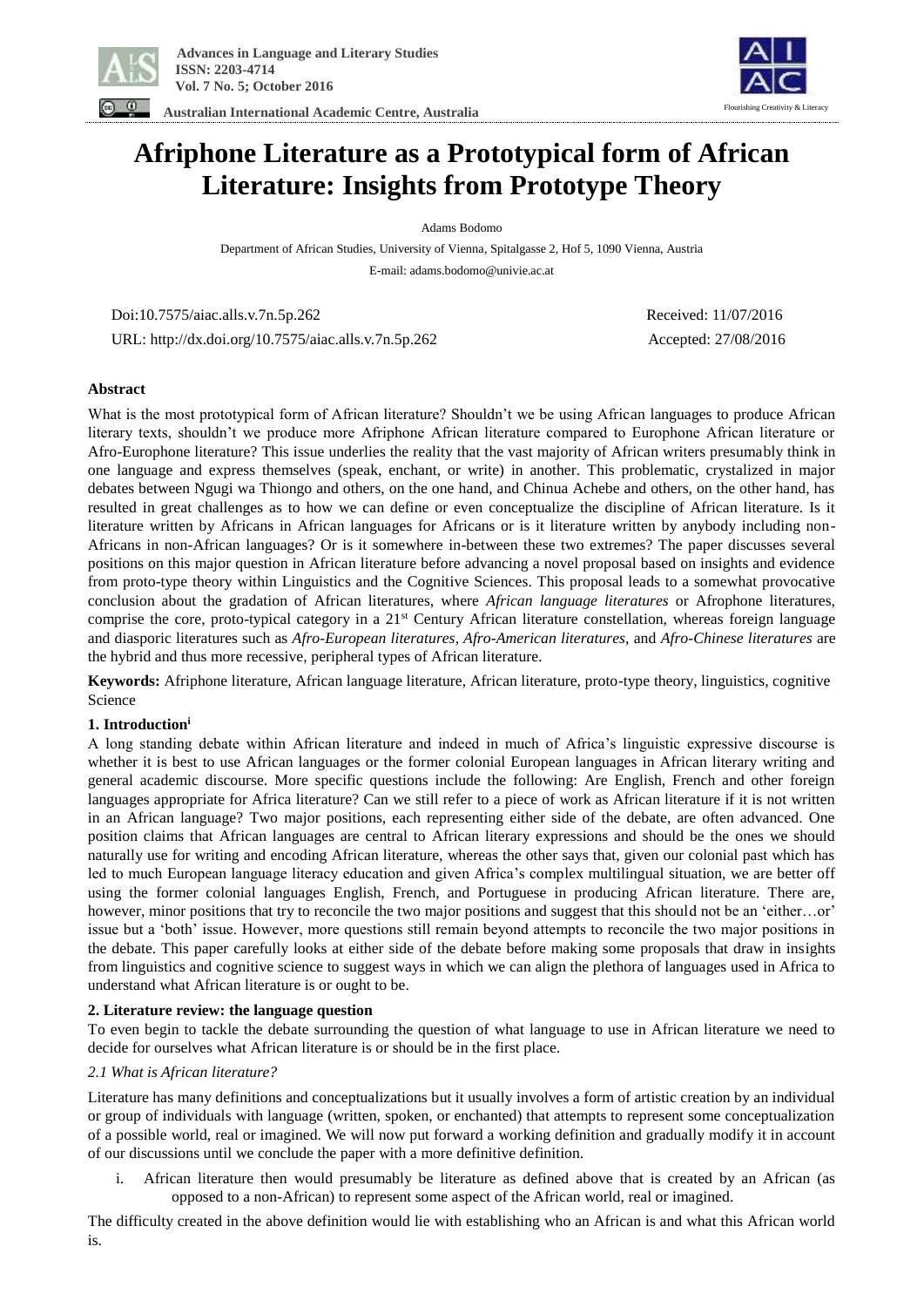# Afriphone Literature as a Prototypical form of African Literature: Insights from Prototype Theory

Adams Bodomo

Department of African Studies, University of Vienna, Spitalgasse 2, Hof 5, 1090 Vienna, Austria

E-mail: adams.bodomo@univie.ac.at

Doi:10.7575/aiac.alls.v.7n.5p.262

URL: http://dx.doi.org/10.7575/aiac.alls.v.7n.5p.262

Received: 11/07/2016

Accepted: 27/08/2016

## Abstract

What is the most prototypical form of African literature? Shouldn't we be using African languages to produce African literary texts, shouldn't we produce more Afriphone African literature compared to Europhone African literature or Afro-Europhone literature? This issue underlies the reality that the vast majority of African writers presumably think in one language and express themselves (speak, enchant, or write) in another. This problematic, crystalized in major debates between Ngugi wa Thiongo and others, on the one hand, and Chinua Achebe and others, on the other hand, has resulted in great challenges as to how we can define or even conceptualize the discipline of African literature. Is it literature written by Africans in African languages for Africans or is it literature written by anybody including non-Africans in non-African languages? Or is it somewhere in-between these two extremes? The paper discusses several positions on this major question in African literature before advancing a novel proposal based on insights and evidence from proto-type theory within Linguistics and the Cognitive Sciences. This proposal leads to a somewhat provocative conclusion about the gradation of African literatures, where *African language literatures* or Afrophone literatures, comprise the core, proto-typical category in a 21st Century African literature constellation, whereas foreign language and diasporic literatures such as *Afro-European literatures*, *Afro-American literatures*, and *Afro-Chinese literatures* are the hybrid and thus more recessive, peripheral types of African literature.

**Keywords:** Afriphone literature, African language literature, African literature, proto-type theory, linguistics, cognitive Science

## 1. Introduction[i]

A long standing debate within African literature and indeed in much of Africa's linguistic expressive discourse is whether it is best to use African languages or the former colonial European languages in African literary writing and general academic discourse. More specific questions include the following: Are English, French and other foreign languages appropriate for Africa literature? Can we still refer to a piece of work as African literature if it is not written in an African language? Two major positions, each representing either side of the debate, are often advanced. One position claims that African languages are central to African literary expressions and should be the ones we should naturally use for writing and encoding African literature, whereas the other says that, given our colonial past which has led to much European language literacy education and given Africa's complex multilingual situation, we are better off using the former colonial languages English, French, and Portuguese in producing African literature. There are, however, minor positions that try to reconcile the two major positions and suggest that this should not be an 'either…or' issue but a 'both' issue. However, more questions still remain beyond attempts to reconcile the two major positions in the debate. This paper carefully looks at either side of the debate before making some proposals that draw in insights from linguistics and cognitive science to suggest ways in which we can align the plethora of languages used in Africa to understand what African literature is or ought to be.

## 2. Literature review: the language question

To even begin to tackle the debate surrounding the question of what language to use in African literature we need to decide for ourselves what African literature is or should be in the first place.

### *2.1 What is African literature?*

Literature has many definitions and conceptualizations but it usually involves a form of artistic creation by an individual or group of individuals with language (written, spoken, or enchanted) that attempts to represent some conceptualization of a possible world, real or imagined. We will now put forward a working definition and gradually modify it in account of our discussions until we conclude the paper with a more definitive definition.

i. African literature then would presumably be literature as defined above that is created by an African (as opposed to a non-African) to represent some aspect of the African world, real or imagined.

The difficulty created in the above definition would lie with establishing who an African is and what this African world is.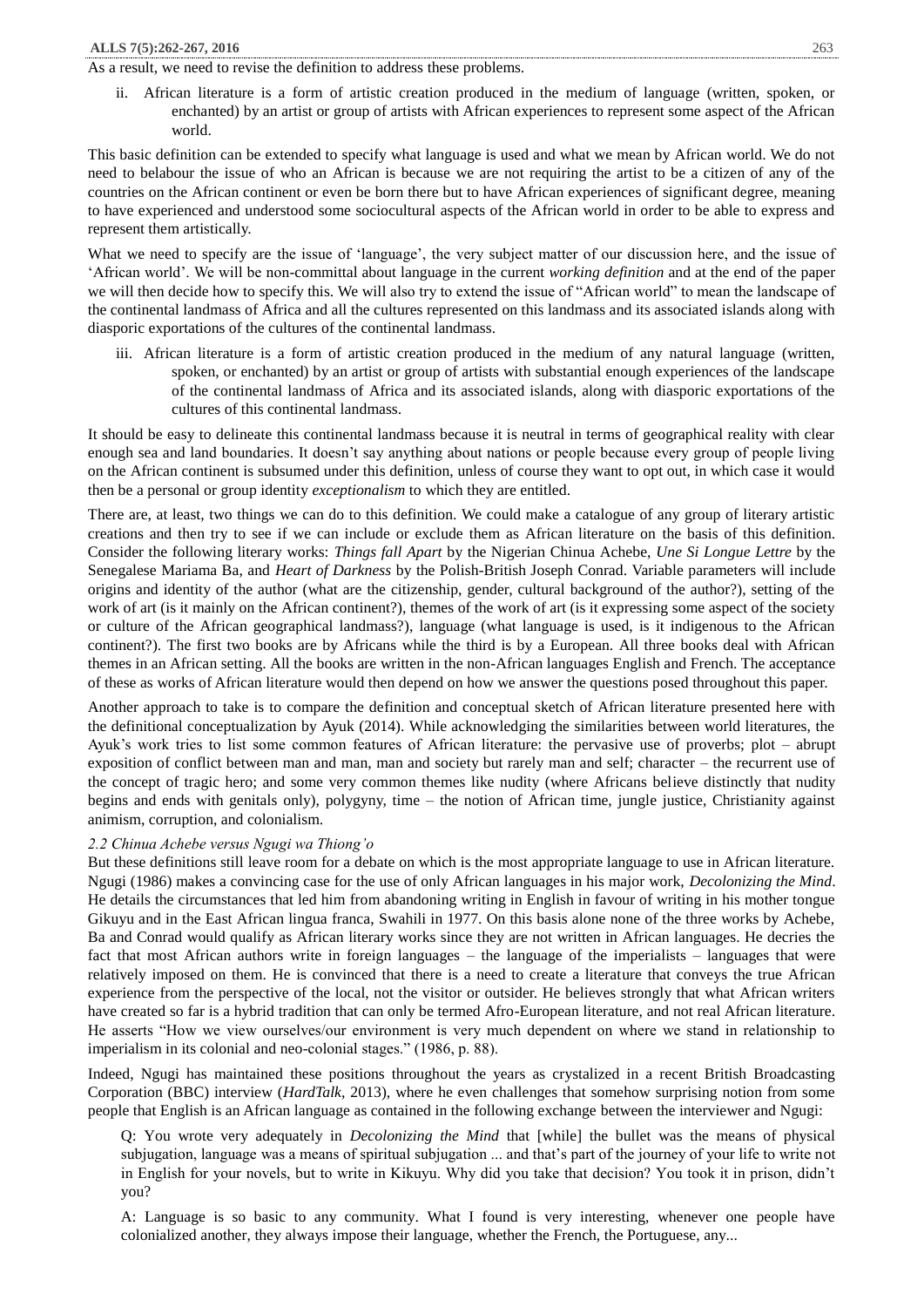As a result, we need to revise the definition to address these problems.

ii. African literature is a form of artistic creation produced in the medium of language (written, spoken, or enchanted) by an artist or group of artists with African experiences to represent some aspect of the African world.

This basic definition can be extended to specify what language is used and what we mean by African world. We do not need to belabour the issue of who an African is because we are not requiring the artist to be a citizen of any of the countries on the African continent or even be born there but to have African experiences of significant degree, meaning to have experienced and understood some sociocultural aspects of the African world in order to be able to express and represent them artistically.

What we need to specify are the issue of 'language', the very subject matter of our discussion here, and the issue of 'African world'. We will be non-committal about language in the current *working definition* and at the end of the paper we will then decide how to specify this. We will also try to extend the issue of "African world" to mean the landscape of the continental landmass of Africa and all the cultures represented on this landmass and its associated islands along with diasporic exportations of the cultures of the continental landmass.

iii. African literature is a form of artistic creation produced in the medium of any natural language (written, spoken, or enchanted) by an artist or group of artists with substantial enough experiences of the landscape of the continental landmass of Africa and its associated islands, along with diasporic exportations of the cultures of this continental landmass.

It should be easy to delineate this continental landmass because it is neutral in terms of geographical reality with clear enough sea and land boundaries. It doesn't say anything about nations or people because every group of people living on the African continent is subsumed under this definition, unless of course they want to opt out, in which case it would then be a personal or group identity *exceptionalism* to which they are entitled.

There are, at least, two things we can do to this definition. We could make a catalogue of any group of literary artistic creations and then try to see if we can include or exclude them as African literature on the basis of this definition. Consider the following literary works: *Things fall Apart* by the Nigerian Chinua Achebe, *Une Si Longue Lettre* by the Senegalese Mariama Ba, and *Heart of Darkness* by the Polish-British Joseph Conrad. Variable parameters will include origins and identity of the author (what are the citizenship, gender, cultural background of the author?), setting of the work of art (is it mainly on the African continent?), themes of the work of art (is it expressing some aspect of the society or culture of the African geographical landmass?), language (what language is used, is it indigenous to the African continent?). The first two books are by Africans while the third is by a European. All three books deal with African themes in an African setting. All the books are written in the non-African languages English and French. The acceptance of these as works of African literature would then depend on how we answer the questions posed throughout this paper.

Another approach to take is to compare the definition and conceptual sketch of African literature presented here with the definitional conceptualization by Ayuk (2014). While acknowledging the similarities between world literatures, the Ayuk's work tries to list some common features of African literature: the pervasive use of proverbs; plot – abrupt exposition of conflict between man and man, man and society but rarely man and self; character – the recurrent use of the concept of tragic hero; and some very common themes like nudity (where Africans believe distinctly that nudity begins and ends with genitals only), polygyny, time – the notion of African time, jungle justice, Christianity against animism, corruption, and colonialism.

### *2.2 Chinua Achebe versus Ngugi wa Thiong'o*

But these definitions still leave room for a debate on which is the most appropriate language to use in African literature. Ngugi (1986) makes a convincing case for the use of only African languages in his major work, *Decolonizing the Mind*. He details the circumstances that led him from abandoning writing in English in favour of writing in his mother tongue Gikuyu and in the East African lingua franca, Swahili in 1977. On this basis alone none of the three works by Achebe, Ba and Conrad would qualify as African literary works since they are not written in African languages. He decries the fact that most African authors write in foreign languages – the language of the imperialists – languages that were relatively imposed on them. He is convinced that there is a need to create a literature that conveys the true African experience from the perspective of the local, not the visitor or outsider. He believes strongly that what African writers have created so far is a hybrid tradition that can only be termed Afro-European literature, and not real African literature. He asserts "How we view ourselves/our environment is very much dependent on where we stand in relationship to imperialism in its colonial and neo-colonial stages." (1986, p. 88).

Indeed, Ngugi has maintained these positions throughout the years as crystalized in a recent British Broadcasting Corporation (BBC) interview (*HardTalk*, 2013), where he even challenges that somehow surprising notion from some people that English is an African language as contained in the following exchange between the interviewer and Ngugi:

Q: You wrote very adequately in *Decolonizing the Mind* that [while] the bullet was the means of physical subjugation, language was a means of spiritual subjugation ... and that's part of the journey of your life to write not in English for your novels, but to write in Kikuyu. Why did you take that decision? You took it in prison, didn't you?

A: Language is so basic to any community. What I found is very interesting, whenever one people have colonialized another, they always impose their language, whether the French, the Portuguese, any...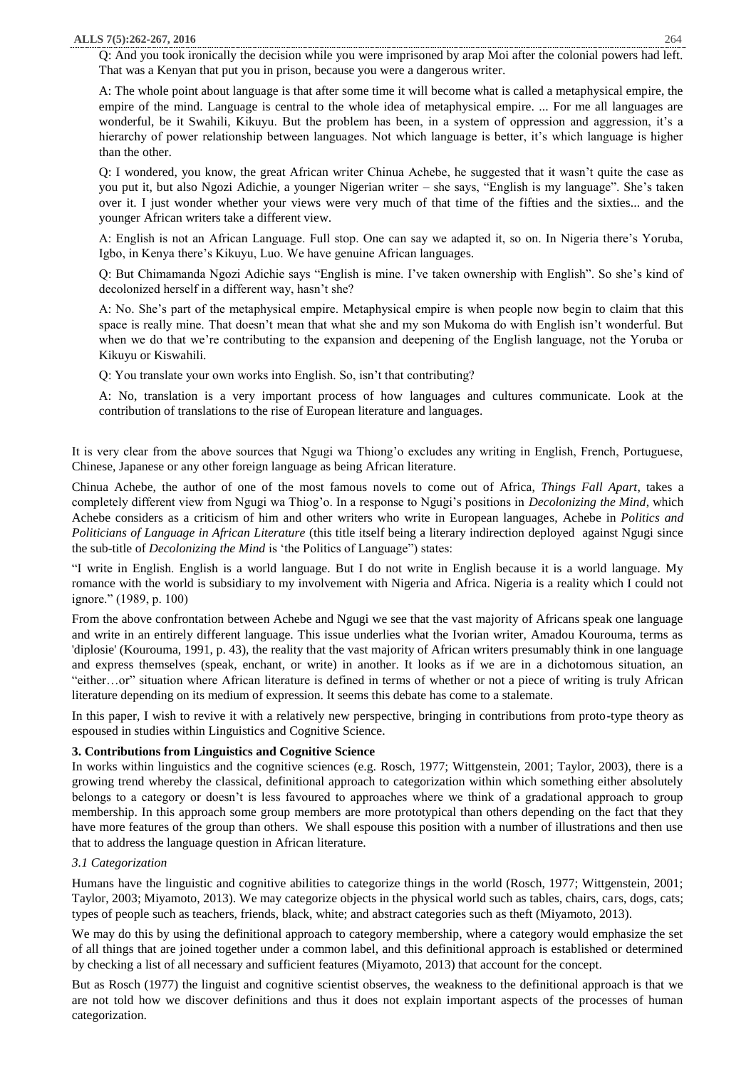Q: And you took ironically the decision while you were imprisoned by arap Moi after the colonial powers had left. That was a Kenyan that put you in prison, because you were a dangerous writer.

A: The whole point about language is that after some time it will become what is called a metaphysical empire, the empire of the mind. Language is central to the whole idea of metaphysical empire. ... For me all languages are wonderful, be it Swahili, Kikuyu. But the problem has been, in a system of oppression and aggression, it's a hierarchy of power relationship between languages. Not which language is better, it's which language is higher than the other.

Q: I wondered, you know, the great African writer Chinua Achebe, he suggested that it wasn't quite the case as you put it, but also Ngozi Adichie, a younger Nigerian writer – she says, "English is my language". She's taken over it. I just wonder whether your views were very much of that time of the fifties and the sixties... and the younger African writers take a different view.

A: English is not an African Language. Full stop. One can say we adapted it, so on. In Nigeria there's Yoruba, Igbo, in Kenya there's Kikuyu, Luo. We have genuine African languages.

Q: But Chimamanda Ngozi Adichie says "English is mine. I've taken ownership with English". So she's kind of decolonized herself in a different way, hasn't she?

A: No. She's part of the metaphysical empire. Metaphysical empire is when people now begin to claim that this space is really mine. That doesn't mean that what she and my son Mukoma do with English isn't wonderful. But when we do that we're contributing to the expansion and deepening of the English language, not the Yoruba or Kikuyu or Kiswahili.

Q: You translate your own works into English. So, isn't that contributing?

A: No, translation is a very important process of how languages and cultures communicate. Look at the contribution of translations to the rise of European literature and languages.

It is very clear from the above sources that Ngugi wa Thiong'o excludes any writing in English, French, Portuguese, Chinese, Japanese or any other foreign language as being African literature.

Chinua Achebe, the author of one of the most famous novels to come out of Africa, *Things Fall Apart*, takes a completely different view from Ngugi wa Thiog'o. In a response to Ngugi's positions in *Decolonizing the Mind*, which Achebe considers as a criticism of him and other writers who write in European languages, Achebe in *Politics and Politicians of Language in African Literature* (this title itself being a literary indirection deployed against Ngugi since the sub-title of *Decolonizing the Mind* is 'the Politics of Language") states:

"I write in English. English is a world language. But I do not write in English because it is a world language. My romance with the world is subsidiary to my involvement with Nigeria and Africa. Nigeria is a reality which I could not ignore." (1989, p. 100)

From the above confrontation between Achebe and Ngugi we see that the vast majority of Africans speak one language and write in an entirely different language. This issue underlies what the Ivorian writer, Amadou Kourouma, terms as 'diplosie' (Kourouma, 1991, p. 43), the reality that the vast majority of African writers presumably think in one language and express themselves (speak, enchant, or write) in another. It looks as if we are in a dichotomous situation, an "either…or" situation where African literature is defined in terms of whether or not a piece of writing is truly African literature depending on its medium of expression. It seems this debate has come to a stalemate.

In this paper, I wish to revive it with a relatively new perspective, bringing in contributions from proto-type theory as espoused in studies within Linguistics and Cognitive Science.

## 3. Contributions from Linguistics and Cognitive Science

In works within linguistics and the cognitive sciences (e.g. Rosch, 1977; Wittgenstein, 2001; Taylor, 2003), there is a growing trend whereby the classical, definitional approach to categorization within which something either absolutely belongs to a category or doesn't is less favoured to approaches where we think of a gradational approach to group membership. In this approach some group members are more prototypical than others depending on the fact that they have more features of the group than others. We shall espouse this position with a number of illustrations and then use that to address the language question in African literature.

### *3.1 Categorization*

Humans have the linguistic and cognitive abilities to categorize things in the world (Rosch, 1977; Wittgenstein, 2001; Taylor, 2003; Miyamoto, 2013). We may categorize objects in the physical world such as tables, chairs, cars, dogs, cats; types of people such as teachers, friends, black, white; and abstract categories such as theft (Miyamoto, 2013).

We may do this by using the definitional approach to category membership, where a category would emphasize the set of all things that are joined together under a common label, and this definitional approach is established or determined by checking a list of all necessary and sufficient features (Miyamoto, 2013) that account for the concept.

But as Rosch (1977) the linguist and cognitive scientist observes, the weakness to the definitional approach is that we are not told how we discover definitions and thus it does not explain important aspects of the processes of human categorization.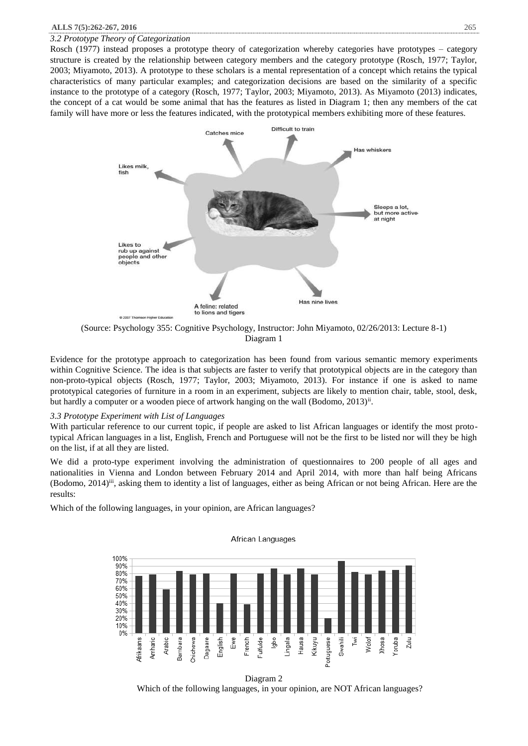### *3.2 Prototype Theory of Categorization*

Rosch (1977) instead proposes a prototype theory of categorization whereby categories have prototypes – category structure is created by the relationship between category members and the category prototype (Rosch, 1977; Taylor, 2003; Miyamoto, 2013). A prototype to these scholars is a mental representation of a concept which retains the typical characteristics of many particular examples; and categorization decisions are based on the similarity of a specific instance to the prototype of a category (Rosch, 1977; Taylor, 2003; Miyamoto, 2013). As Miyamoto (2013) indicates, the concept of a cat would be some animal that has the features as listed in Diagram 1; then any members of the cat family will have more or less the features indicated, with the prototypical members exhibiting more of these features.

(Source: Psychology 355: Cognitive Psychology, Instructor: John Miyamoto, 02/26/2013: Lecture 8-1)

Diagram 1

Evidence for the prototype approach to categorization has been found from various semantic memory experiments within Cognitive Science. The idea is that subjects are faster to verify that prototypical objects are in the category than non-proto-typical objects (Rosch, 1977; Taylor, 2003; Miyamoto, 2013). For instance if one is asked to name prototypical categories of furniture in a room in an experiment, subjects are likely to mention chair, table, stool, desk, but hardly a computer or a wooden piece of artwork hanging on the wall (Bodomo, 2013)[ii].

### *3.3 Prototype Experiment with List of Languages*

With particular reference to our current topic, if people are asked to list African languages or identify the most proto-typical African languages in a list, English, French and Portuguese will not be the first to be listed nor will they be high on the list, if at all they are listed.

We did a proto-type experiment involving the administration of questionnaires to 200 people of all ages and nationalities in Vienna and London between February 2014 and April 2014, with more than half being Africans (Bodomo, 2014)[iii], asking them to identity a list of languages, either as being African or not being African. Here are the results:

Which of the following languages, in your opinion, are African languages?

Diagram 2

Which of the following languages, in your opinion, are NOT African languages?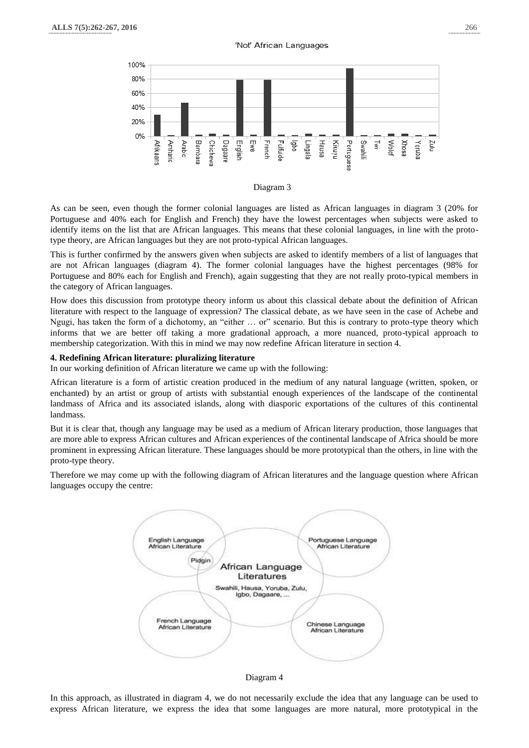'Not' African Languages

Diagram 3

As can be seen, even though the former colonial languages are listed as African languages in diagram 3 (20% for Portuguese and 40% each for English and French) they have the lowest percentages when subjects were asked to identify items on the list that are African languages. This means that these colonial languages, in line with the proto-type theory, are African languages but they are not proto-typical African languages.

This is further confirmed by the answers given when subjects are asked to identify members of a list of languages that are not African languages (diagram 4). The former colonial languages have the highest percentages (98% for Portuguese and 80% each for English and French), again suggesting that they are not really proto-typical members in the category of African languages.

How does this discussion from prototype theory inform us about this classical debate about the definition of African literature with respect to the language of expression? The classical debate, as we have seen in the case of Achebe and Ngugi, has taken the form of a dichotomy, an "either … or" scenario. But this is contrary to proto-type theory which informs that we are better off taking a more gradational approach, a more nuanced, proto-typical approach to membership categorization. With this in mind we may now redefine African literature in section 4.

## 4. Redefining African literature: pluralizing literature

In our working definition of African literature we came up with the following:

African literature is a form of artistic creation produced in the medium of any natural language (written, spoken, or enchanted) by an artist or group of artists with substantial enough experiences of the landscape of the continental landmass of Africa and its associated islands, along with diasporic exportations of the cultures of this continental landmass.

But it is clear that, though any language may be used as a medium of African literary production, those languages that are more able to express African cultures and African experiences of the continental landscape of Africa should be more prominent in expressing African literature. These languages should be more prototypical than the others, in line with the proto-type theory.

Therefore we may come up with the following diagram of African literatures and the language question where African languages occupy the centre:

Diagram 4

In this approach, as illustrated in diagram 4, we do not necessarily exclude the idea that any language can be used to express African literature, we express the idea that some languages are more natural, more prototypical in the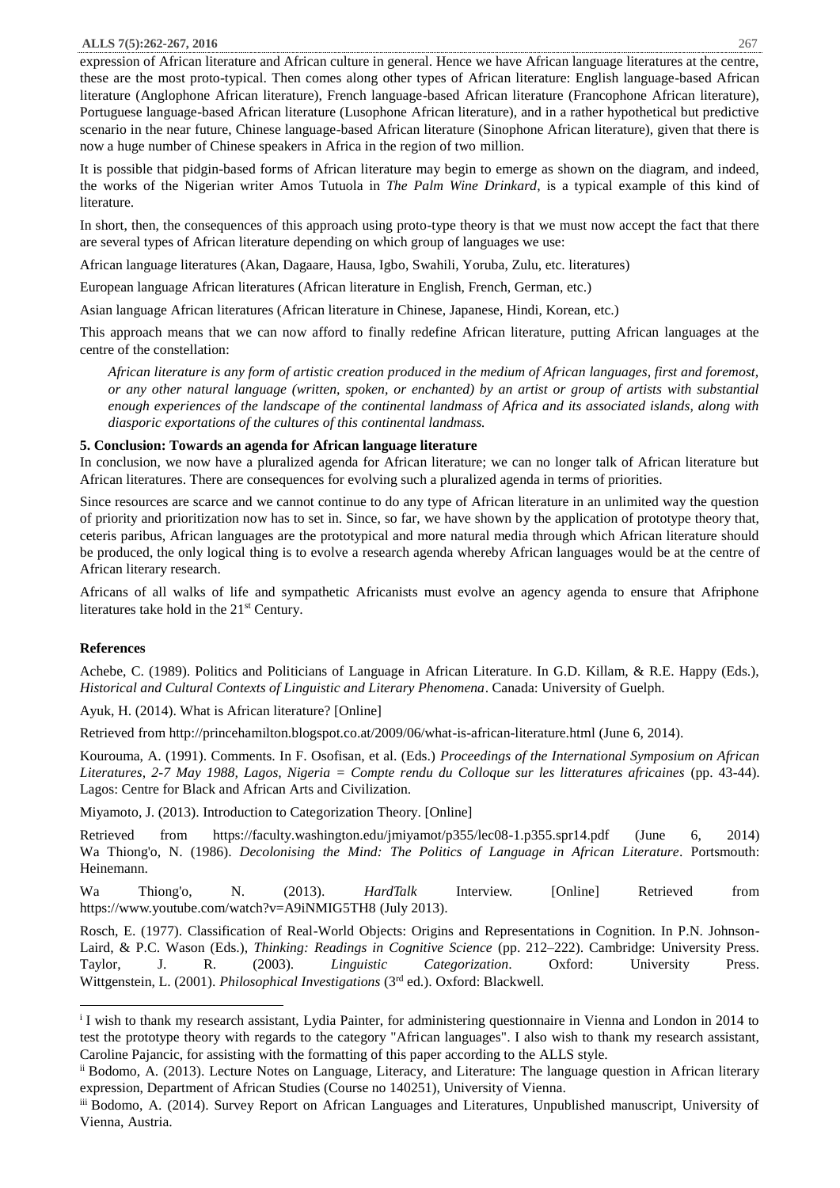expression of African literature and African culture in general. Hence we have African language literatures at the centre, these are the most proto-typical. Then comes along other types of African literature: English language-based African literature (Anglophone African literature), French language-based African literature (Francophone African literature), Portuguese language-based African literature (Lusophone African literature), and in a rather hypothetical but predictive scenario in the near future, Chinese language-based African literature (Sinophone African literature), given that there is now a huge number of Chinese speakers in Africa in the region of two million.

It is possible that pidgin-based forms of African literature may begin to emerge as shown on the diagram, and indeed, the works of the Nigerian writer Amos Tutuola in *The Palm Wine Drinkard*, is a typical example of this kind of literature.

In short, then, the consequences of this approach using proto-type theory is that we must now accept the fact that there are several types of African literature depending on which group of languages we use:

African language literatures (Akan, Dagaare, Hausa, Igbo, Swahili, Yoruba, Zulu, etc. literatures)

European language African literatures (African literature in English, French, German, etc.)

Asian language African literatures (African literature in Chinese, Japanese, Hindi, Korean, etc.)

This approach means that we can now afford to finally redefine African literature, putting African languages at the centre of the constellation:

> *African literature is any form of artistic creation produced in the medium of African languages, first and foremost, or any other natural language (written, spoken, or enchanted) by an artist or group of artists with substantial enough experiences of the landscape of the continental landmass of Africa and its associated islands, along with diasporic exportations of the cultures of this continental landmass.*

## 5. Conclusion: Towards an agenda for African language literature

In conclusion, we now have a pluralized agenda for African literature; we can no longer talk of African literature but African literatures. There are consequences for evolving such a pluralized agenda in terms of priorities.

Since resources are scarce and we cannot continue to do any type of African literature in an unlimited way the question of priority and prioritization now has to set in. Since, so far, we have shown by the application of prototype theory that, ceteris paribus, African languages are the prototypical and more natural media through which African literature should be produced, the only logical thing is to evolve a research agenda whereby African languages would be at the centre of African literary research.

Africans of all walks of life and sympathetic Africanists must evolve an agency agenda to ensure that Afriphone literatures take hold in the 21st Century.

## References

Achebe, C. (1989). Politics and Politicians of Language in African Literature. In G.D. Killam, & R.E. Happy (Eds.), *Historical and Cultural Contexts of Linguistic and Literary Phenomena*. Canada: University of Guelph.

Ayuk, H. (2014). What is African literature? [Online]

Retrieved from http://princehamilton.blogspot.co.at/2009/06/what-is-african-literature.html (June 6, 2014).

Kourouma, A. (1991). Comments. In F. Osofisan, et al. (Eds.) *Proceedings of the International Symposium on African Literatures, 2-7 May 1988, Lagos, Nigeria = Compte rendu du Colloque sur les litteratures africaines* (pp. 43-44). Lagos: Centre for Black and African Arts and Civilization.

Miyamoto, J. (2013). Introduction to Categorization Theory. [Online]

Retrieved from https://faculty.washington.edu/jmiyamot/p355/lec08-1.p355.spr14.pdf (June 6, 2014)

Wa Thiong'o, N. (1986). *Decolonising the Mind: The Politics of Language in African Literature*. Portsmouth: Heinemann.

Wa Thiong'o, N. (2013). *HardTalk* Interview. [Online] Retrieved from https://www.youtube.com/watch?v=A9iNMIG5TH8 (July 2013).

Rosch, E. (1977). Classification of Real-World Objects: Origins and Representations in Cognition. In P.N. Johnson-Laird, & P.C. Wason (Eds.), *Thinking: Readings in Cognitive Science* (pp. 212–222). Cambridge: University Press.

Taylor, J. R. (2003). *Linguistic Categorization*. Oxford: University Press.

Wittgenstein, L. (2001). *Philosophical Investigations* (3rd ed.). Oxford: Blackwell.

---

[i] I wish to thank my research assistant, Lydia Painter, for administering questionnaire in Vienna and London in 2014 to test the prototype theory with regards to the category "African languages". I also wish to thank my research assistant, Caroline Pajancic, for assisting with the formatting of this paper according to the ALLS style.

[ii] Bodomo, A. (2013). Lecture Notes on Language, Literacy, and Literature: The language question in African literary expression, Department of African Studies (Course no 140251), University of Vienna.

[iii] Bodomo, A. (2014). Survey Report on African Languages and Literatures, Unpublished manuscript, University of Vienna, Austria.